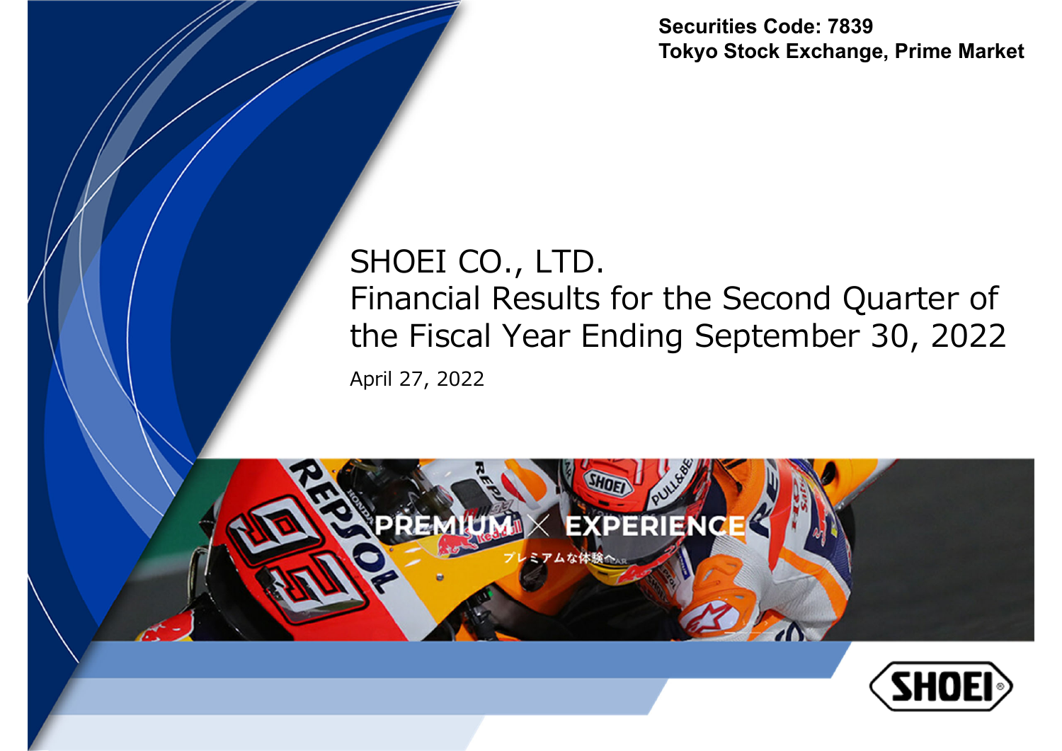Securities Code: 7839
Tokyo Stock Exchange, Prime Market

# SHOEI CO., LTD.
# Financial Results for the Second Quarter of the Fiscal Year Ending September 30, 2022

April 27, 2022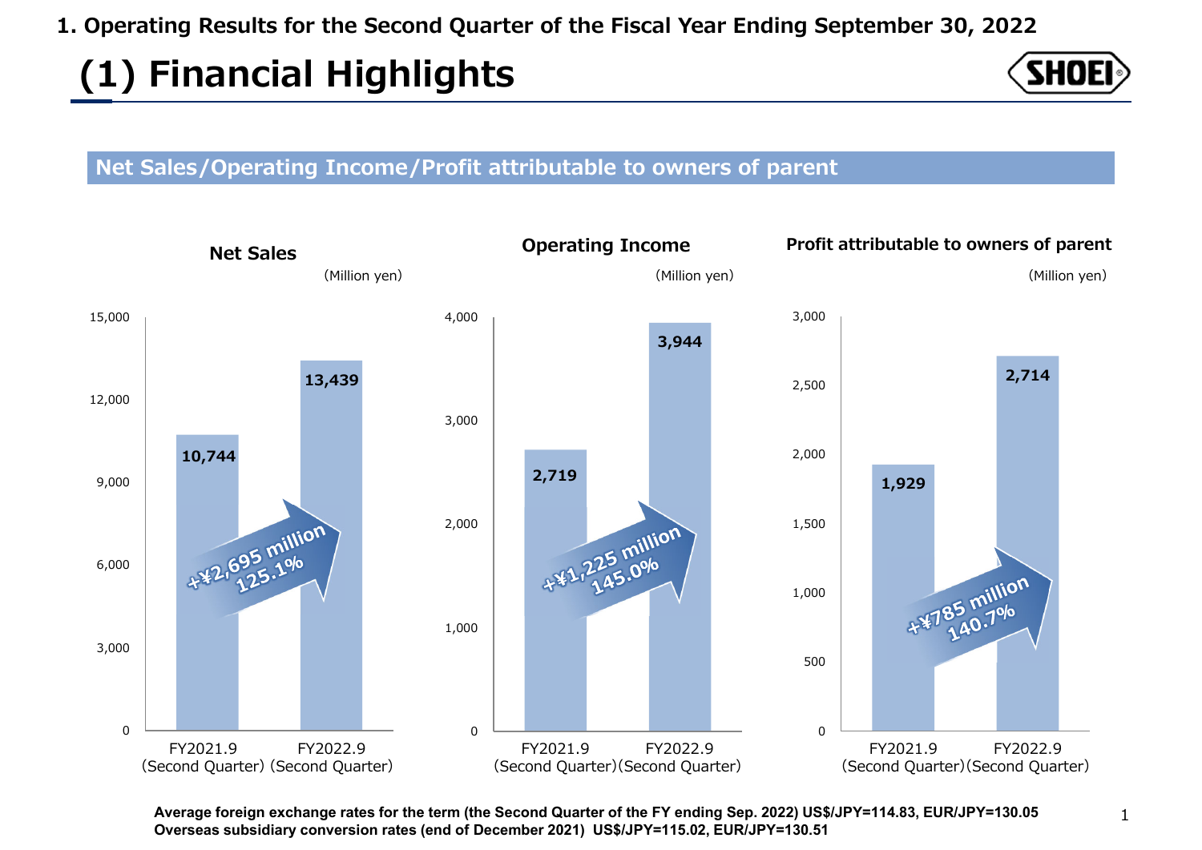## 1. Operating Results for the Second Quarter of the Fiscal Year Ending September 30, 2022

# (1) Financial Highlights

### Net Sales/Operating Income/Profit attributable to owners of parent

**Net Sales**

(Million yen)

| | FY2021.9 (Second Quarter) | FY2022.9 (Second Quarter) |
|---|---|---|
| Net Sales | 10,744 | 13,439 |

+¥2,695 million
125.1%

**Operating Income**

(Million yen)

| | FY2021.9 (Second Quarter) | FY2022.9 (Second Quarter) |
|---|---|---|
| Operating Income | 2,719 | 3,944 |

+¥1,225 million
145.0%

**Profit attributable to owners of parent**

(Million yen)

| | FY2021.9 (Second Quarter) | FY2022.9 (Second Quarter) |
|---|---|---|
| Profit attributable to owners of parent | 1,929 | 2,714 |

+¥785 million
140.7%

**Average foreign exchange rates for the term (the Second Quarter of the FY ending Sep. 2022) US$/JPY=114.83, EUR/JPY=130.05**
**Overseas subsidiary conversion rates (end of December 2021) US$/JPY=115.02, EUR/JPY=130.51**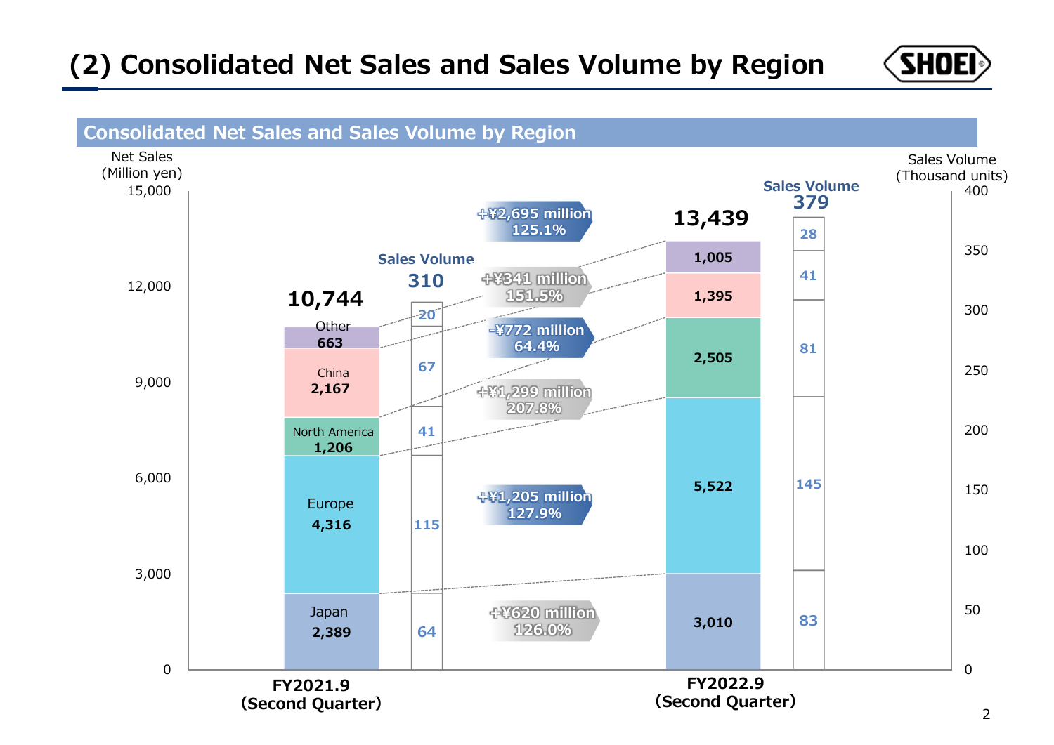# (2) Consolidated Net Sales and Sales Volume by Region

## Consolidated Net Sales and Sales Volume by Region

Net Sales (Million yen) / Sales Volume (Thousand units)

| Region | FY2021.9 (Second Quarter) Net Sales | FY2021.9 (Second Quarter) Sales Volume | FY2022.9 (Second Quarter) Net Sales | FY2022.9 (Second Quarter) Sales Volume | Change in Net Sales |
|---|---|---|---|---|---|
| Japan | 2,389 | 64 | 3,010 | 83 | +¥620 million 126.0% |
| Europe | 4,316 | 115 | 5,522 | 145 | +¥1,205 million 127.9% |
| North America | 1,206 | 41 | 2,505 | 81 | +¥1,299 million 207.8% |
| China | 2,167 | 67 | 1,395 | 41 | -¥772 million 64.4% |
| Other | 663 | 20 | 1,005 | 28 | +¥341 million 151.5% |
| Total | 10,744 | 310 | 13,439 | 379 | +¥2,695 million 125.1% |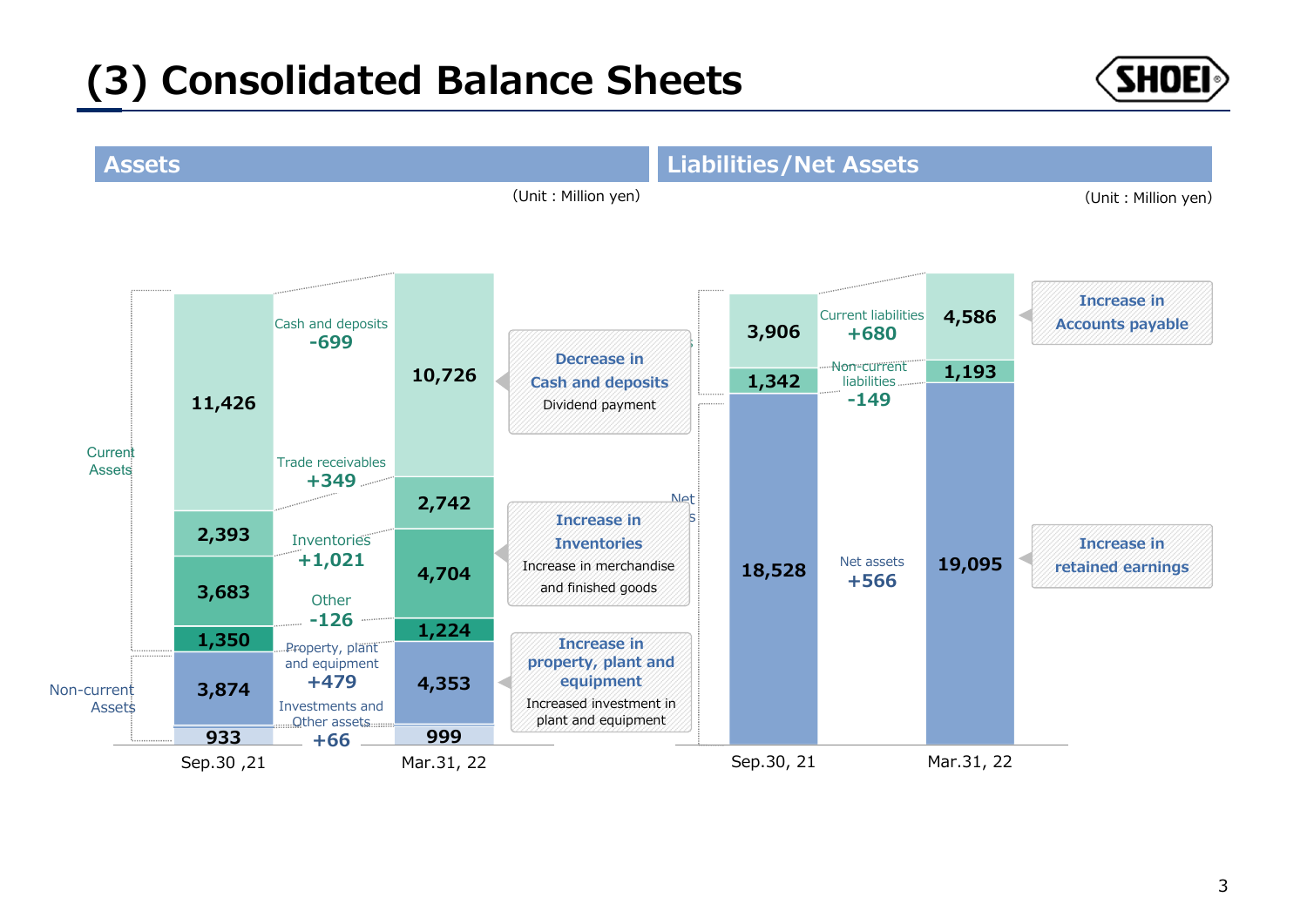# (3) Consolidated Balance Sheets

## Assets

(Unit : Million yen)

Current Assets

Non-current Assets

11,426
2,393
3,683
1,350
3,874
933

Cash and deposits
-699

Trade receivables
+349

Inventories
+1,021

Other
-126

Property, plant and equipment
+479

Investments and Other assets
+66

10,726
2,742
4,704
1,224
4,353
999

Sep.30 ,21

Mar.31, 22

**Decrease in Cash and deposits**
Dividend payment

**Increase in Inventories**
Increase in merchandise and finished goods

**Increase in property, plant and equipment**
Increased investment in plant and equipment

## Liabilities/Net Assets

(Unit : Million yen)

3,906
1,342
18,528

Current liabilities
+680

Non-current liabilities
-149

Net assets
+566

4,586
1,193
19,095

Sep.30, 21

Mar.31, 22

**Increase in Accounts payable**

**Increase in retained earnings**